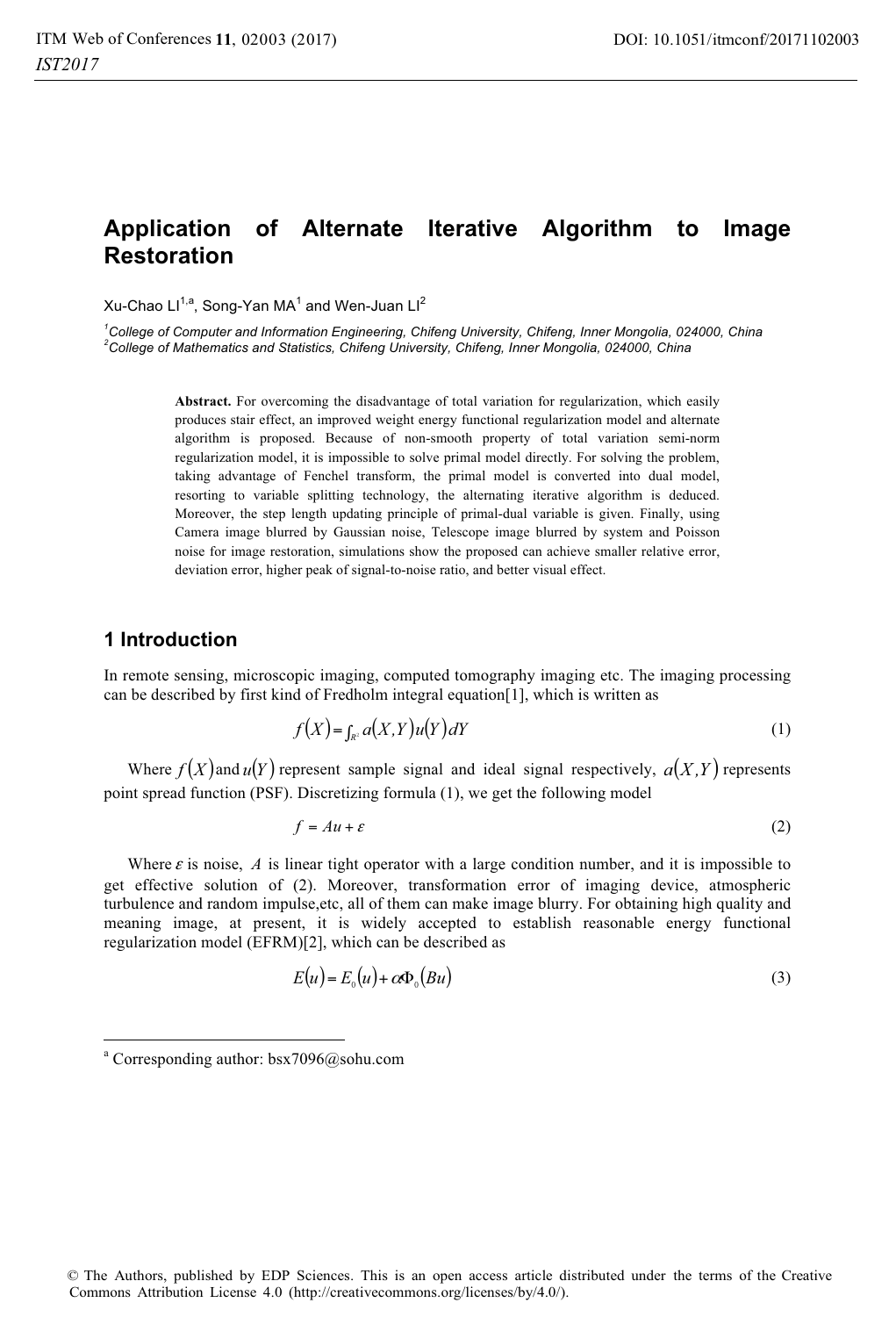# Application of Alternate Iterative Algorithm to Image Restoration

Xu-Chao LI[1,a], Song-Yan MA[1] and Wen-Juan LI[2]

[1]*College of Computer and Information Engineering, Chifeng University, Chifeng, Inner Mongolia, 024000, China*
[2]*College of Mathematics and Statistics, Chifeng University, Chifeng, Inner Mongolia, 024000, China*

**Abstract.** For overcoming the disadvantage of total variation for regularization, which easily produces stair effect, an improved weight energy functional regularization model and alternate algorithm is proposed. Because of non-smooth property of total variation semi-norm regularization model, it is impossible to solve primal model directly. For solving the problem, taking advantage of Fenchel transform, the primal model is converted into dual model, resorting to variable splitting technology, the alternating iterative algorithm is deduced. Moreover, the step length updating principle of primal-dual variable is given. Finally, using Camera image blurred by Gaussian noise, Telescope image blurred by system and Poisson noise for image restoration, simulations show the proposed can achieve smaller relative error, deviation error, higher peak of signal-to-noise ratio, and better visual effect.

## 1 Introduction

In remote sensing, microscopic imaging, computed tomography imaging etc. The imaging processing can be described by first kind of Fredholm integral equation[1], which is written as

$$f(X) = \int_{R^2} a(X,Y)u(Y)dY \tag{1}$$

Where $f(X)$ and $u(Y)$ represent sample signal and ideal signal respectively, $a(X,Y)$ represents point spread function (PSF). Discretizing formula (1), we get the following model

$$f = Au + \varepsilon \tag{2}$$

Where $\varepsilon$ is noise, $A$ is linear tight operator with a large condition number, and it is impossible to get effective solution of (2). Moreover, transformation error of imaging device, atmospheric turbulence and random impulse,etc, all of them can make image blurry. For obtaining high quality and meaning image, at present, it is widely accepted to establish reasonable energy functional regularization model (EFRM)[2], which can be described as

$$E(u) = E_0(u) + \alpha\Phi_0(Bu) \tag{3}$$

[a] Corresponding author: bsx7096@sohu.com

© The Authors, published by EDP Sciences. This is an open access article distributed under the terms of the Creative Commons Attribution License 4.0 (http://creativecommons.org/licenses/by/4.0/).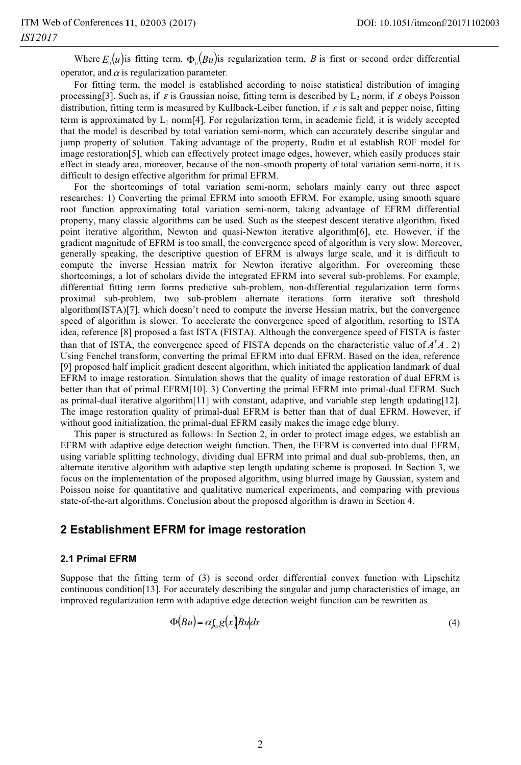Where $E_0(u)$ is fitting term, $\Phi_0(Bu)$ is regularization term, $B$ is first or second order differential operator, and $\alpha$ is regularization parameter.

For fitting term, the model is established according to noise statistical distribution of imaging processing[3]. Such as, if $\varepsilon$ is Gaussian noise, fitting term is described by $L_2$ norm, if $\varepsilon$ obeys Poisson distribution, fitting term is measured by Kullback-Leiber function, if $\varepsilon$ is salt and pepper noise, fitting term is approximated by $L_1$ norm[4]. For regularization term, in academic field, it is widely accepted that the model is described by total variation semi-norm, which can accurately describe singular and jump property of solution. Taking advantage of the property, Rudin et al establish ROF model for image restoration[5], which can effectively protect image edges, however, which easily produces stair effect in steady area, moreover, because of the non-smooth property of total variation semi-norm, it is difficult to design effective algorithm for primal EFRM.

For the shortcomings of total variation semi-norm, scholars mainly carry out three aspect researches: 1) Converting the primal EFRM into smooth EFRM. For example, using smooth square root function approximating total variation semi-norm, taking advantage of EFRM differential property, many classic algorithms can be used. Such as the steepest descent iterative algorithm, fixed point iterative algorithm, Newton and quasi-Newton iterative algorithm[6], etc. However, if the gradient magnitude of EFRM is too small, the convergence speed of algorithm is very slow. Moreover, generally speaking, the descriptive question of EFRM is always large scale, and it is difficult to compute the inverse Hessian matrix for Newton iterative algorithm. For overcoming these shortcomings, a lot of scholars divide the integrated EFRM into several sub-problems. For example, differential fitting term forms predictive sub-problem, non-differential regularization term forms proximal sub-problem, two sub-problem alternate iterations form iterative soft threshold algorithm(ISTA)[7], which doesn't need to compute the inverse Hessian matrix, but the convergence speed of algorithm is slower. To accelerate the convergence speed of algorithm, resorting to ISTA idea, reference [8] proposed a fast ISTA (FISTA). Although the convergence speed of FISTA is faster than that of ISTA, the convergence speed of FISTA depends on the characteristic value of $A^{\mathrm{T}}A$. 2) Using Fenchel transform, converting the primal EFRM into dual EFRM. Based on the idea, reference [9] proposed half implicit gradient descent algorithm, which initiated the application landmark of dual EFRM to image restoration. Simulation shows that the quality of image restoration of dual EFRM is better than that of primal EFRM[10]. 3) Converting the primal EFRM into primal-dual EFRM. Such as primal-dual iterative algorithm[11] with constant, adaptive, and variable step length updating[12]. The image restoration quality of primal-dual EFRM is better than that of dual EFRM. However, if without good initialization, the primal-dual EFRM easily makes the image edge blurry.

This paper is structured as follows: In Section 2, in order to protect image edges, we establish an EFRM with adaptive edge detection weight function. Then, the EFRM is converted into dual EFRM, using variable splitting technology, dividing dual EFRM into primal and dual sub-problems, then, an alternate iterative algorithm with adaptive step length updating scheme is proposed. In Section 3, we focus on the implementation of the proposed algorithm, using blurred image by Gaussian, system and Poisson noise for quantitative and qualitative numerical experiments, and comparing with previous state-of-the-art algorithms. Conclusion about the proposed algorithm is drawn in Section 4.

## 2 Establishment EFRM for image restoration

### 2.1 Primal EFRM

Suppose that the fitting term of (3) is second order differential convex function with Lipschitz continuous condition[13]. For accurately describing the singular and jump characteristics of image, an improved regularization term with adaptive edge detection weight function can be rewritten as

$$\Phi(Bu) = \alpha \int_{\Omega} g(x) |Bu| dx \tag{4}$$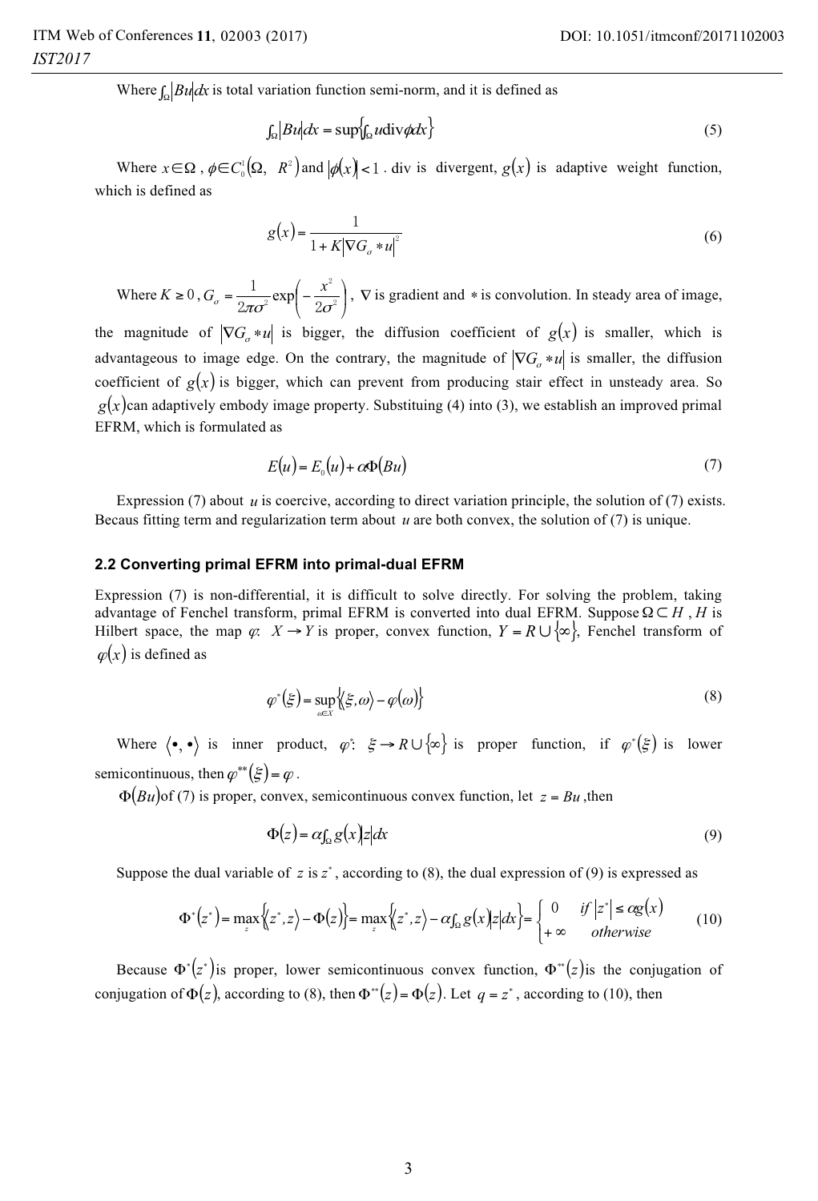Where $\int_\Omega |Bu| dx$ is total variation function semi-norm, and it is defined as

$$\int_\Omega |Bu| dx = \sup \left\{ \int_\Omega u \operatorname{div} \phi dx \right\} \tag{5}$$

Where $x \in \Omega$ , $\phi \in C_0^1(\Omega, \ R^2)$ and $|\phi(x)| < 1$ . div is divergent, $g(x)$ is adaptive weight function, which is defined as

$$g(x) = \frac{1}{1 + K|\nabla G_\sigma * u|^2} \tag{6}$$

Where $K \geq 0$ , $G_\sigma = \frac{1}{2\pi\sigma^2} \exp\left( -\frac{x^2}{2\sigma^2} \right)$ , $\nabla$ is gradient and $*$ is convolution. In steady area of image, the magnitude of $|\nabla G_\sigma * u|$ is bigger, the diffusion coefficient of $g(x)$ is smaller, which is advantageous to image edge. On the contrary, the magnitude of $|\nabla G_\sigma * u|$ is smaller, the diffusion coefficient of $g(x)$ is bigger, which can prevent from producing stair effect in unsteady area. So $g(x)$ can adaptively embody image property. Substituing (4) into (3), we establish an improved primal EFRM, which is formulated as

$$E(u) = E_0(u) + \alpha \Phi(Bu) \tag{7}$$

Expression (7) about $u$ is coercive, according to direct variation principle, the solution of (7) exists. Becaus fitting term and regularization term about $u$ are both convex, the solution of (7) is unique.

### 2.2 Converting primal EFRM into primal-dual EFRM

Expression (7) is non-differential, it is difficult to solve directly. For solving the problem, taking advantage of Fenchel transform, primal EFRM is converted into dual EFRM. Suppose $\Omega \subset H$ , $H$ is Hilbert space, the map $\varphi$: $X \to Y$ is proper, convex function, $Y = R \cup \{\infty\}$, Fenchel transform of $\varphi(x)$ is defined as

$$\varphi^*(\xi) = \sup_{\omega \in X} \{ \langle \xi, \omega \rangle - \varphi(\omega) \} \tag{8}$$

Where $\langle \bullet, \bullet \rangle$ is inner product, $\varphi^*$: $\xi \to R \cup \{\infty\}$ is proper function, if $\varphi^*(\xi)$ is lower semicontinuous, then $\varphi^{**}(\xi) = \varphi$ .

$\Phi(Bu)$ of (7) is proper, convex, semicontinuous convex function, let $z = Bu$ ,then

$$\Phi(z) = \alpha \int_\Omega g(x)|z| dx \tag{9}$$

Suppose the dual variable of $z$ is $z^*$ , according to (8), the dual expression of (9) is expressed as

$$\Phi^*(z^*) = \max_z \{ \langle z^*, z \rangle - \Phi(z) \} = \max_z \left\{ \langle z^*, z \rangle - \alpha \int_\Omega g(x)|z| dx \right\} = \begin{cases} 0 & \text{if } |z^*| \leq \alpha g(x) \\ +\infty & \text{otherwise} \end{cases} \tag{10}$$

Because $\Phi^*(z^*)$ is proper, lower semicontinuous convex function, $\Phi^{**}(z)$ is the conjugation of conjugation of $\Phi(z)$, according to (8), then $\Phi^{**}(z) = \Phi(z)$. Let $q = z^*$ , according to (10), then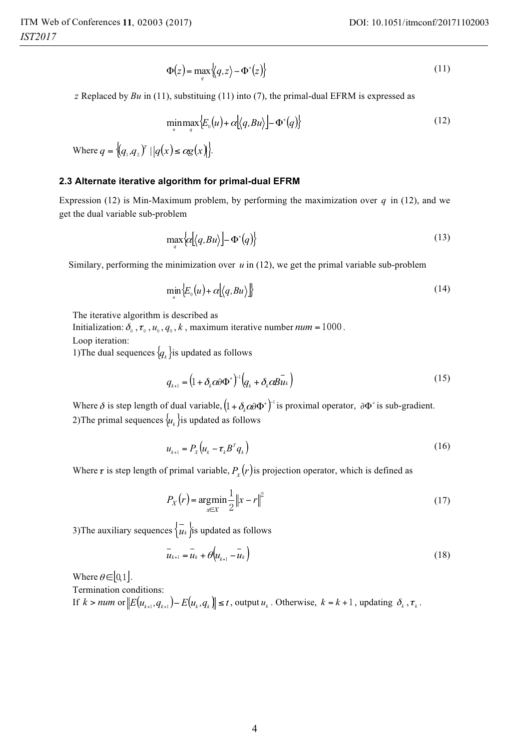$$\Phi(z) = \max_{q}\{\langle q, z\rangle - \Phi^{*}(z)\} \tag{11}$$

$z$ Replaced by $Bu$ in (11), substituing (11) into (7), the primal-dual EFRM is expressed as

$$\min_{u}\max_{q}\{E_0(u) + \alpha[\langle q, Bu\rangle] - \Phi^{*}(q)\} \tag{12}$$

Where $q = \{(q_1, q_2)^T \mid |q(x) \leq \alpha g(x)|\}$.

### 2.3 Alternate iterative algorithm for primal-dual EFRM

Expression (12) is Min-Maximum problem, by performing the maximization over $q$ in (12), and we get the dual variable sub-problem

$$\max_{q}\{\alpha[\langle q, Bu\rangle] - \Phi^{*}(q)\} \tag{13}$$

Similary, performing the minimization over $u$ in (12), we get the primal variable sub-problem

$$\min_{u}\{E_0(u) + \alpha[\langle q, Bu\rangle]\} \tag{14}$$

The iterative algorithm is described as

Initialization: $\delta_0$, $\tau_0$, $u_0$, $q_0$, $k$, maximum iterative number $num = 1000$.

Loop iteration:

1)The dual sequences $\{q_k\}$ is updated as follows

$$q_{k+1} = (1 + \delta_k \alpha \partial \Phi^{*})^{-1}(q_k + \delta_k \alpha B \bar{u}_k) \tag{15}$$

Where $\delta$ is step length of dual variable, $(1 + \delta_k \alpha \partial \Phi^{*})^{-1}$ is proximal operator, $\partial \Phi^{*}$ is sub-gradient.

2)The primal sequences $\{u_k\}$ is updated as follows

$$u_{k+1} = P_X(u_k - \tau_k B^T q_k) \tag{16}$$

Where $\tau$ is step length of primal variable, $P_X(r)$ is projection operator, which is defined as

$$P_X(r) = \underset{x \in X}{\operatorname{argmin}} \frac{1}{2}\|x - r\|^2 \tag{17}$$

3)The auxiliary sequences $\{\bar{u}_k\}$ is updated as follows

$$\bar{u}_{k+1} = \bar{u}_k + \theta(u_{k+1} - \bar{u}_k) \tag{18}$$

Where $\theta \in [0,1]$.

Termination conditions:

If $k > num$ or $\|E(u_{k+1}, q_{k+1}) - E(u_k, q_k)\| \leq t$, output $u_k$. Otherwise, $k = k + 1$, updating $\delta_k$, $\tau_k$.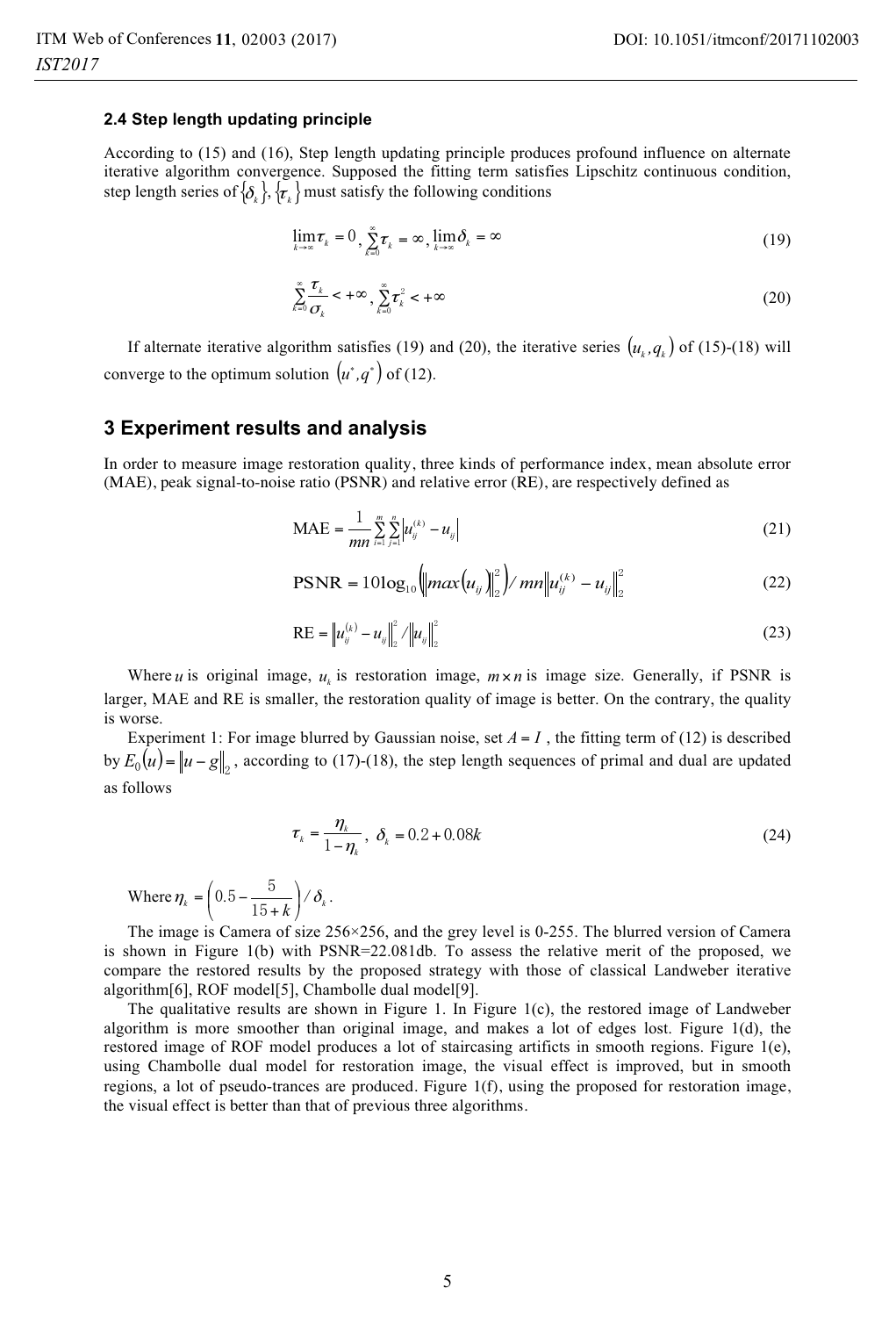### 2.4 Step length updating principle

According to (15) and (16), Step length updating principle produces profound influence on alternate iterative algorithm convergence. Supposed the fitting term satisfies Lipschitz continuous condition, step length series of $\{\delta_k\}$, $\{\tau_k\}$ must satisfy the following conditions

$$\lim_{k\to\infty}\tau_k = 0,\ \sum_{k=0}^{\infty}\tau_k = \infty,\ \lim_{k\to\infty}\delta_k = \infty \tag{19}$$

$$\sum_{k=0}^{\infty}\frac{\tau_k}{\sigma_k} < +\infty,\ \sum_{k=0}^{\infty}\tau_k^2 < +\infty \tag{20}$$

If alternate iterative algorithm satisfies (19) and (20), the iterative series $(u_k, q_k)$ of (15)-(18) will converge to the optimum solution $(u^*, q^*)$ of (12).

## 3 Experiment results and analysis

In order to measure image restoration quality, three kinds of performance index, mean absolute error (MAE), peak signal-to-noise ratio (PSNR) and relative error (RE), are respectively defined as

$$\text{MAE} = \frac{1}{mn}\sum_{i=1}^{m}\sum_{j=1}^{n}\left|u_{ij}^{(k)} - u_{ij}\right| \tag{21}$$

$$\text{PSNR} = 10\log_{10}\left(\left\|max\left(u_{ij}\right)\right\|_2^2\right) / mn\left\|u_{ij}^{(k)} - u_{ij}\right\|_2^2 \tag{22}$$

$$\text{RE} = \left\|u_{ij}^{(k)} - u_{ij}\right\|_2^2 / \left\|u_{ij}\right\|_2^2 \tag{23}$$

Where $u$ is original image, $u_k$ is restoration image, $m \times n$ is image size. Generally, if PSNR is larger, MAE and RE is smaller, the restoration quality of image is better. On the contrary, the quality is worse.

Experiment 1: For image blurred by Gaussian noise, set $A = I$ , the fitting term of (12) is described by $E_0(u) = \|u - g\|_2$ , according to (17)-(18), the step length sequences of primal and dual are updated as follows

$$\tau_k = \frac{\eta_k}{1-\eta_k},\ \delta_k = 0.2 + 0.08k \tag{24}$$

Where $\eta_k = \left(0.5 - \frac{5}{15+k}\right) / \delta_k$ .

The image is Camera of size 256×256, and the grey level is 0-255. The blurred version of Camera is shown in Figure 1(b) with PSNR=22.081db. To assess the relative merit of the proposed, we compare the restored results by the proposed strategy with those of classical Landweber iterative algorithm[6], ROF model[5], Chambolle dual model[9].

The qualitative results are shown in Figure 1. In Figure 1(c), the restored image of Landweber algorithm is more smoother than original image, and makes a lot of edges lost. Figure 1(d), the restored image of ROF model produces a lot of staircasing artificts in smooth regions. Figure 1(e), using Chambolle dual model for restoration image, the visual effect is improved, but in smooth regions, a lot of pseudo-trances are produced. Figure 1(f), using the proposed for restoration image, the visual effect is better than that of previous three algorithms.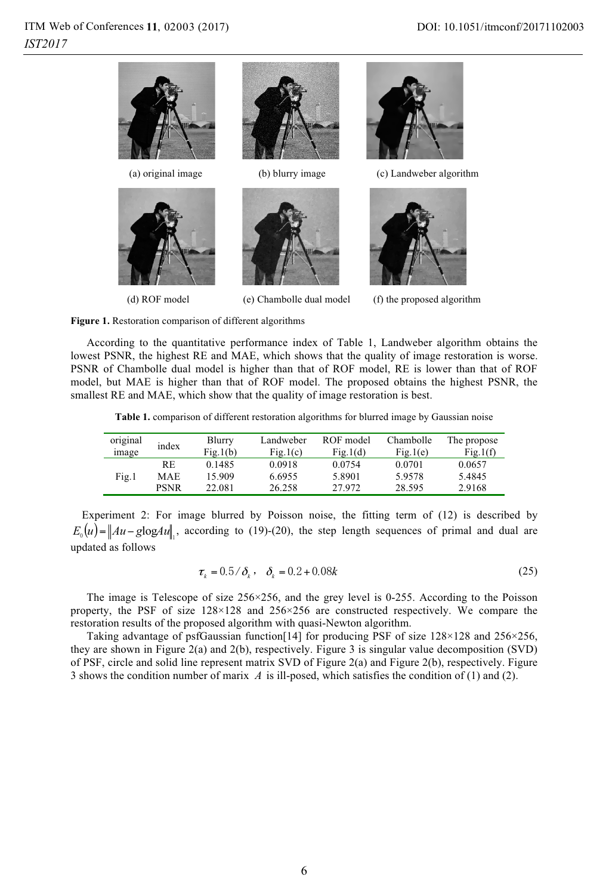(a) original image (b) blurry image (c) Landweber algorithm

(d) ROF model (e) Chambolle dual model (f) the proposed algorithm

**Figure 1.** Restoration comparison of different algorithms

According to the quantitative performance index of Table 1, Landweber algorithm obtains the lowest PSNR, the highest RE and MAE, which shows that the quality of image restoration is worse. PSNR of Chambolle dual model is higher than that of ROF model, RE is lower than that of ROF model, but MAE is higher than that of ROF model. The proposed obtains the highest PSNR, the smallest RE and MAE, which show that the quality of image restoration is best.

**Table 1.** comparison of different restoration algorithms for blurred image by Gaussian noise

| original image | index | Blurry Fig.1(b) | Landweber Fig.1(c) | ROF model Fig.1(d) | Chambolle Fig.1(e) | The propose Fig.1(f) |
|---|---|---|---|---|---|---|
| Fig.1 | RE | 0.1485 | 0.0918 | 0.0754 | 0.0701 | 0.0657 |
| | MAE | 15.909 | 6.6955 | 5.8901 | 5.9578 | 5.4845 |
| | PSNR | 22.081 | 26.258 | 27.972 | 28.595 | 2.9168 |

Experiment 2: For image blurred by Poisson noise, the fitting term of (12) is described by $E_0(u) = \|Au - g\log Au\|_1$, according to (19)-(20), the step length sequences of primal and dual are updated as follows

$$\tau_k = 0.5/\delta_k, \quad \delta_k = 0.2 + 0.08k \tag{25}$$

The image is Telescope of size 256×256, and the grey level is 0-255. According to the Poisson property, the PSF of size 128×128 and 256×256 are constructed respectively. We compare the restoration results of the proposed algorithm with quasi-Newton algorithm.

Taking advantage of psfGaussian function[14] for producing PSF of size 128×128 and 256×256, they are shown in Figure 2(a) and 2(b), respectively. Figure 3 is singular value decomposition (SVD) of PSF, circle and solid line represent matrix SVD of Figure 2(a) and Figure 2(b), respectively. Figure 3 shows the condition number of marix $A$ is ill-posed, which satisfies the condition of (1) and (2).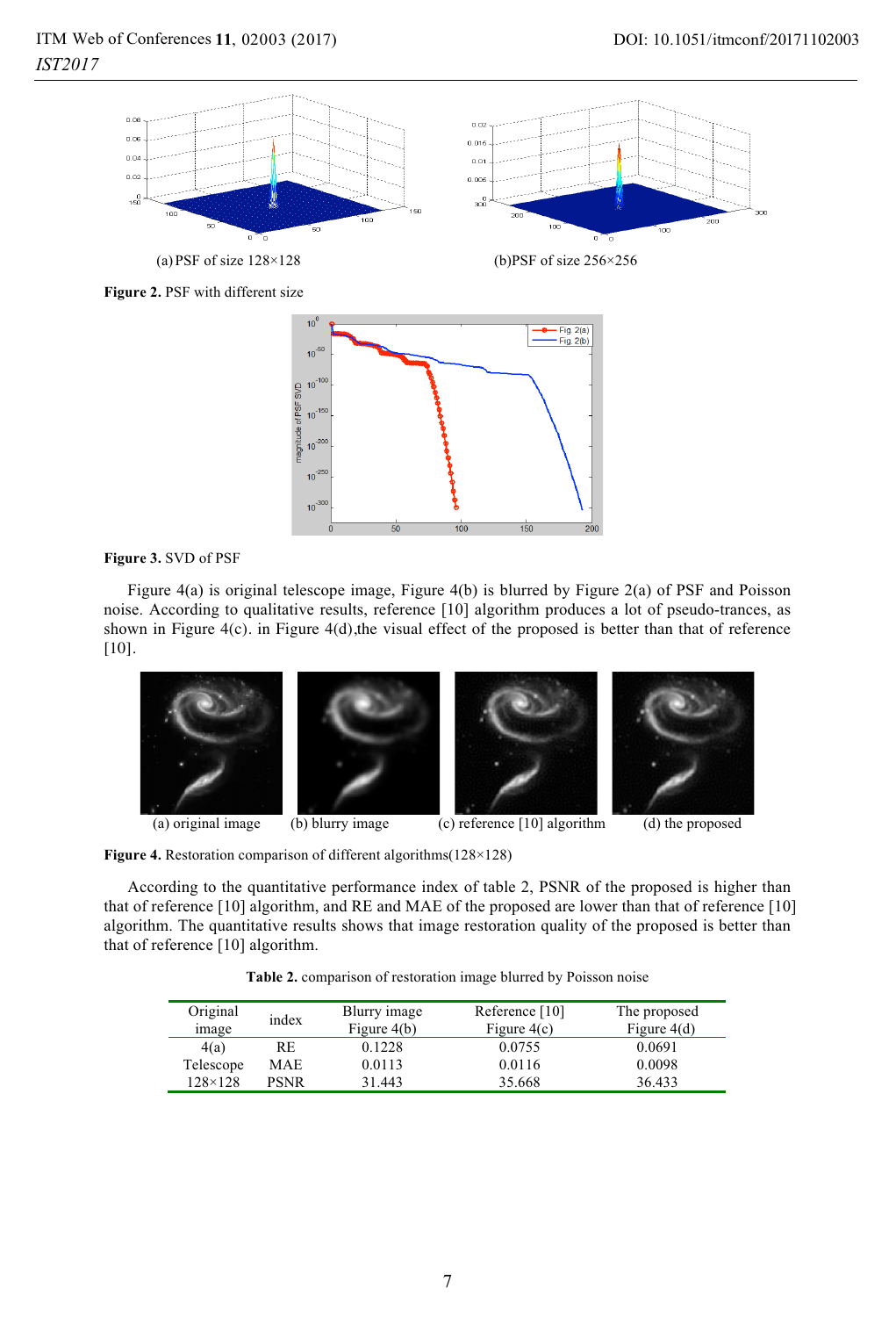(a) PSF of size 128×128

(b)PSF of size 256×256

**Figure 2.** PSF with different size

**Figure 3.** SVD of PSF

Figure 4(a) is original telescope image, Figure 4(b) is blurred by Figure 2(a) of PSF and Poisson noise. According to qualitative results, reference [10] algorithm produces a lot of pseudo-trances, as shown in Figure 4(c). in Figure 4(d),the visual effect of the proposed is better than that of reference [10].

(a) original image (b) blurry image (c) reference [10] algorithm (d) the proposed

**Figure 4.** Restoration comparison of different algorithms(128×128)

According to the quantitative performance index of table 2, PSNR of the proposed is higher than that of reference [10] algorithm, and RE and MAE of the proposed are lower than that of reference [10] algorithm. The quantitative results shows that image restoration quality of the proposed is better than that of reference [10] algorithm.

**Table 2.** comparison of restoration image blurred by Poisson noise

| Original image | index | Blurry image Figure 4(b) | Reference [10] Figure 4(c) | The proposed Figure 4(d) |
|---|---|---|---|---|
| 4(a) | RE | 0.1228 | 0.0755 | 0.0691 |
| Telescope | MAE | 0.0113 | 0.0116 | 0.0098 |
| 128×128 | PSNR | 31.443 | 35.668 | 36.433 |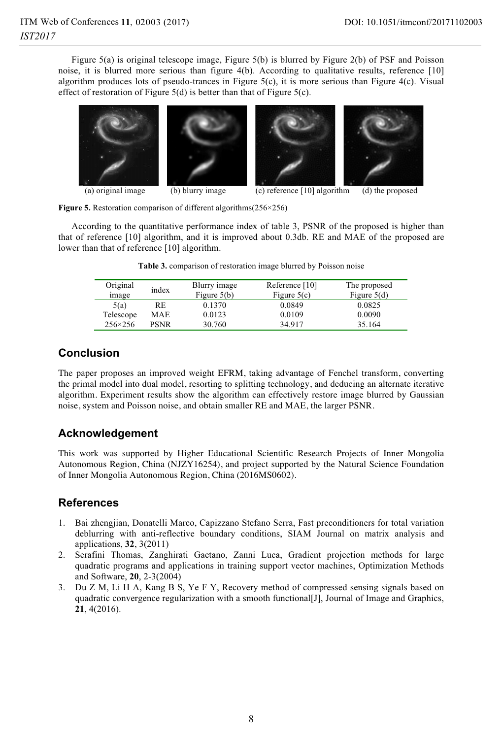Figure 5(a) is original telescope image, Figure 5(b) is blurred by Figure 2(b) of PSF and Poisson noise, it is blurred more serious than figure 4(b). According to qualitative results, reference [10] algorithm produces lots of pseudo-trances in Figure 5(c), it is more serious than Figure 4(c). Visual effect of restoration of Figure 5(d) is better than that of Figure 5(c).

(a) original image (b) blurry image (c) reference [10] algorithm (d) the proposed

**Figure 5.** Restoration comparison of different algorithms(256×256)

According to the quantitative performance index of table 3, PSNR of the proposed is higher than that of reference [10] algorithm, and it is improved about 0.3db. RE and MAE of the proposed are lower than that of reference [10] algorithm.

**Table 3.** comparison of restoration image blurred by Poisson noise

| Original image | index | Blurry image Figure 5(b) | Reference [10] Figure 5(c) | The proposed Figure 5(d) |
|---|---|---|---|---|
| 5(a) | RE | 0.1370 | 0.0849 | 0.0825 |
| Telescope | MAE | 0.0123 | 0.0109 | 0.0090 |
| 256×256 | PSNR | 30.760 | 34.917 | 35.164 |

## Conclusion

The paper proposes an improved weight EFRM, taking advantage of Fenchel transform, converting the primal model into dual model, resorting to splitting technology, and deducing an alternate iterative algorithm. Experiment results show the algorithm can effectively restore image blurred by Gaussian noise, system and Poisson noise, and obtain smaller RE and MAE, the larger PSNR.

## Acknowledgement

This work was supported by Higher Educational Scientific Research Projects of Inner Mongolia Autonomous Region, China (NJZY16254), and project supported by the Natural Science Foundation of Inner Mongolia Autonomous Region, China (2016MS0602).

## References

1. Bai zhengjian, Donatelli Marco, Capizzano Stefano Serra, Fast preconditioners for total variation deblurring with anti-reflective boundary conditions, SIAM Journal on matrix analysis and applications, **32**, 3(2011)
2. Serafini Thomas, Zanghirati Gaetano, Zanni Luca, Gradient projection methods for large quadratic programs and applications in training support vector machines, Optimization Methods and Software, **20**, 2-3(2004)
3. Du Z M, Li H A, Kang B S, Ye F Y, Recovery method of compressed sensing signals based on quadratic convergence regularization with a smooth functional[J], Journal of Image and Graphics, **21**, 4(2016).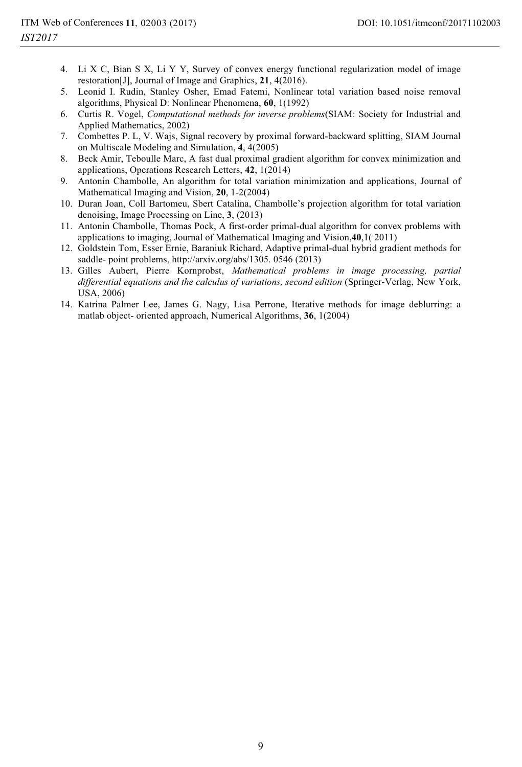4. Li X C, Bian S X, Li Y Y, Survey of convex energy functional regularization model of image restoration[J], Journal of Image and Graphics, **21**, 4(2016).
5. Leonid I. Rudin, Stanley Osher, Emad Fatemi, Nonlinear total variation based noise removal algorithms, Physical D: Nonlinear Phenomena, **60**, 1(1992)
6. Curtis R. Vogel, *Computational methods for inverse problems*(SIAM: Society for Industrial and Applied Mathematics, 2002)
7. Combettes P. L, V. Wajs, Signal recovery by proximal forward-backward splitting, SIAM Journal on Multiscale Modeling and Simulation, **4**, 4(2005)
8. Beck Amir, Teboulle Marc, A fast dual proximal gradient algorithm for convex minimization and applications, Operations Research Letters, **42**, 1(2014)
9. Antonin Chambolle, An algorithm for total variation minimization and applications, Journal of Mathematical Imaging and Vision, **20**, 1-2(2004)
10. Duran Joan, Coll Bartomeu, Sbert Catalina, Chambolle's projection algorithm for total variation denoising, Image Processing on Line, **3**, (2013)
11. Antonin Chambolle, Thomas Pock, A first-order primal-dual algorithm for convex problems with applications to imaging, Journal of Mathematical Imaging and Vision,**40**,1( 2011)
12. Goldstein Tom, Esser Ernie, Baraniuk Richard, Adaptive primal-dual hybrid gradient methods for saddle- point problems, http://arxiv.org/abs/1305. 0546 (2013)
13. Gilles Aubert, Pierre Kornprobst, *Mathematical problems in image processing, partial differential equations and the calculus of variations, second edition* (Springer-Verlag, New York, USA, 2006)
14. Katrina Palmer Lee, James G. Nagy, Lisa Perrone, Iterative methods for image deblurring: a matlab object- oriented approach, Numerical Algorithms, **36**, 1(2004)